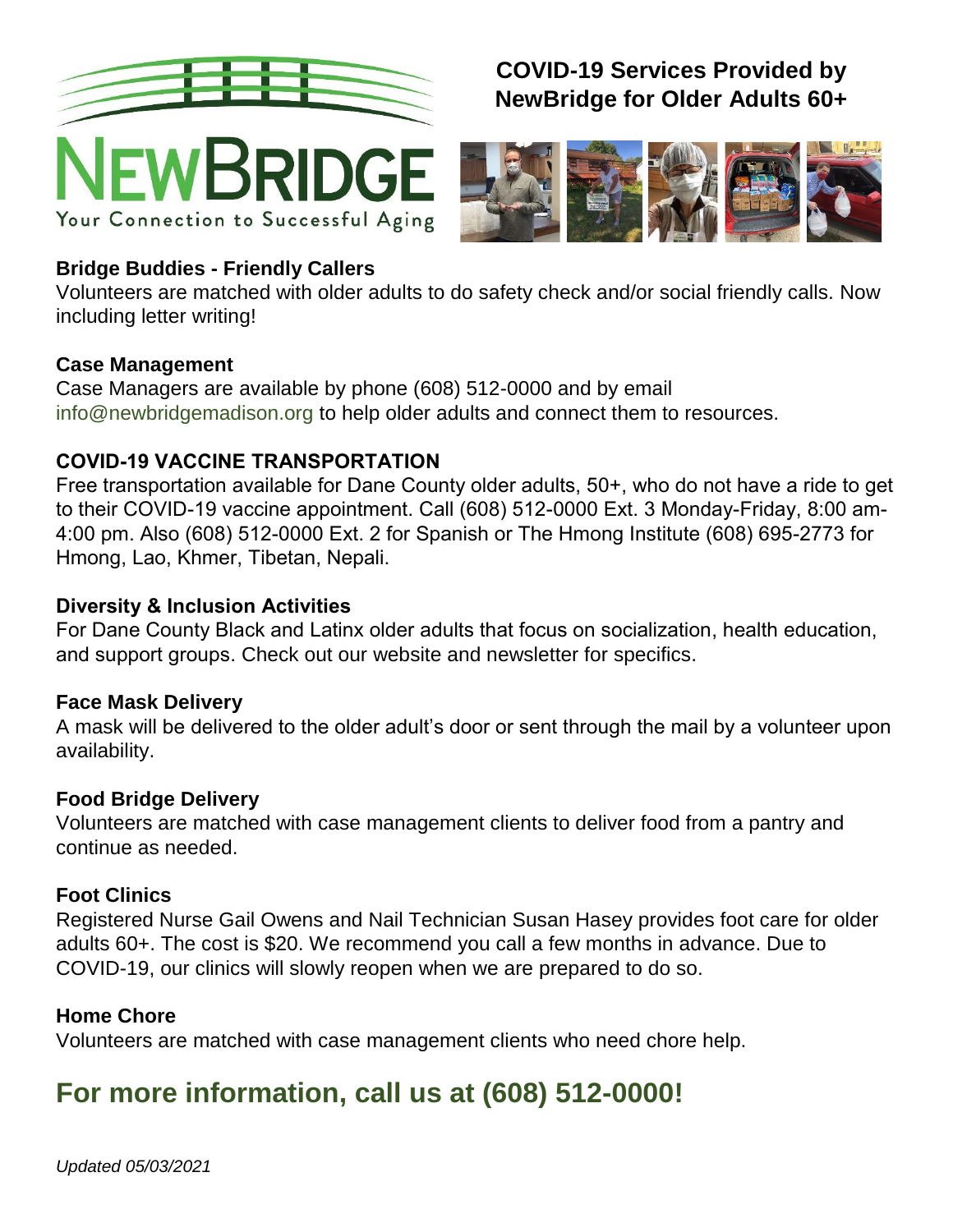NEWBRIDGE

Your Connection to Successful Aging

# COVID-19 Services Provided by NewBridge for Older Adults 60+

### Bridge Buddies - Friendly Callers

Volunteers are matched with older adults to do safety check and/or social friendly calls. Now including letter writing!

### Case Management

Case Managers are available by phone (608) 512-0000 and by email info@newbridgemadison.org to help older adults and connect them to resources.

### COVID-19 VACCINE TRANSPORTATION

Free transportation available for Dane County older adults, 50+, who do not have a ride to get to their COVID-19 vaccine appointment. Call (608) 512-0000 Ext. 3 Monday-Friday, 8:00 am-4:00 pm. Also (608) 512-0000 Ext. 2 for Spanish or The Hmong Institute (608) 695-2773 for Hmong, Lao, Khmer, Tibetan, Nepali.

### Diversity & Inclusion Activities

For Dane County Black and Latinx older adults that focus on socialization, health education, and support groups. Check out our website and newsletter for specifics.

### Face Mask Delivery

A mask will be delivered to the older adult's door or sent through the mail by a volunteer upon availability.

### Food Bridge Delivery

Volunteers are matched with case management clients to deliver food from a pantry and continue as needed.

### Foot Clinics

Registered Nurse Gail Owens and Nail Technician Susan Hasey provides foot care for older adults 60+. The cost is $20. We recommend you call a few months in advance. Due to COVID-19, our clinics will slowly reopen when we are prepared to do so.

### Home Chore

Volunteers are matched with case management clients who need chore help.

## For more information, call us at (608) 512-0000!

*Updated 05/03/2021*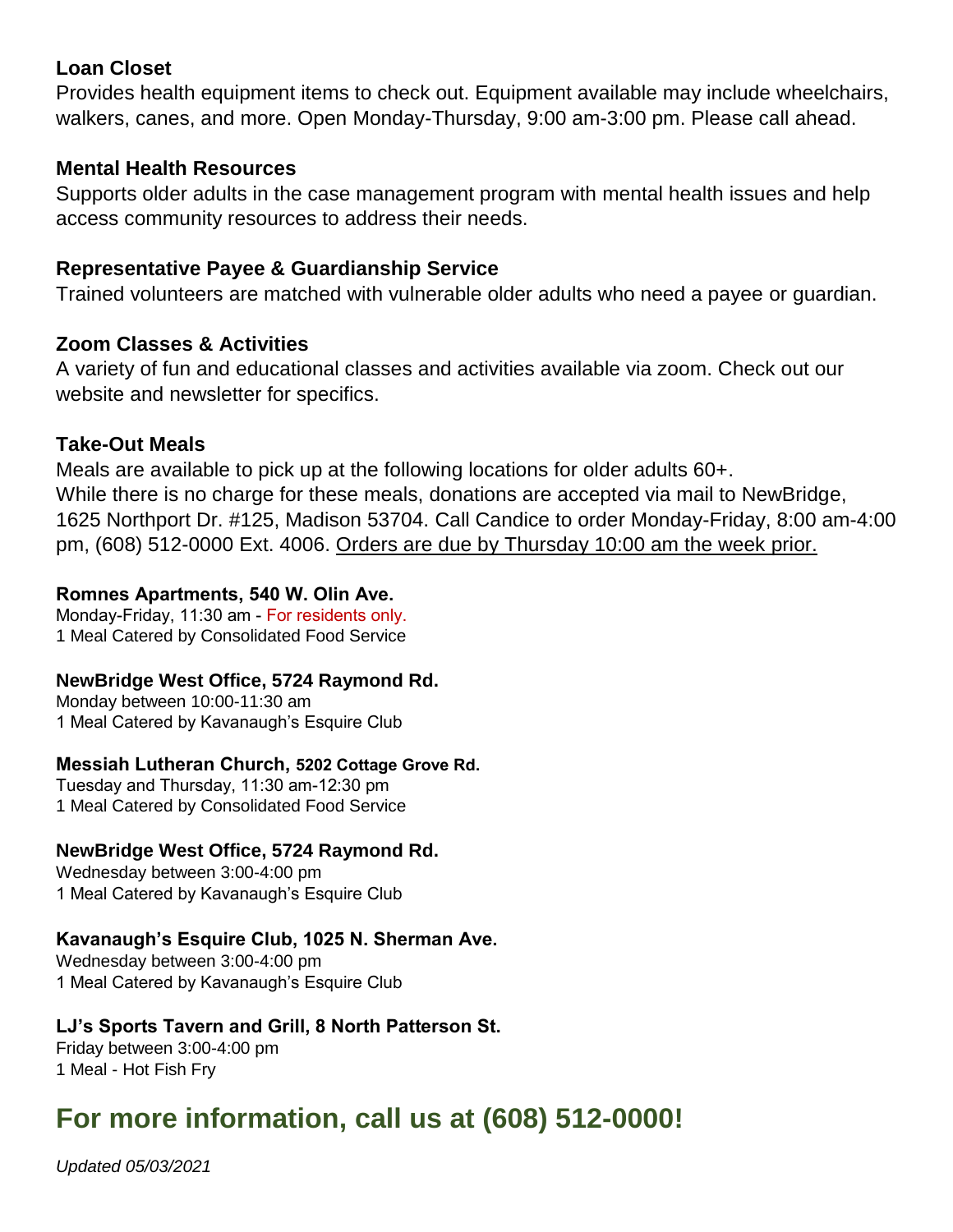### Loan Closet

Provides health equipment items to check out. Equipment available may include wheelchairs, walkers, canes, and more. Open Monday-Thursday, 9:00 am-3:00 pm. Please call ahead.

### Mental Health Resources

Supports older adults in the case management program with mental health issues and help access community resources to address their needs.

### Representative Payee & Guardianship Service

Trained volunteers are matched with vulnerable older adults who need a payee or guardian.

### Zoom Classes & Activities

A variety of fun and educational classes and activities available via zoom. Check out our website and newsletter for specifics.

### Take-Out Meals

Meals are available to pick up at the following locations for older adults 60+.
While there is no charge for these meals, donations are accepted via mail to NewBridge, 1625 Northport Dr. #125, Madison 53704. Call Candice to order Monday-Friday, 8:00 am-4:00 pm, (608) 512-0000 Ext. 4006. Orders are due by Thursday 10:00 am the week prior.

**Romnes Apartments, 540 W. Olin Ave.**
Monday-Friday, 11:30 am - For residents only.
1 Meal Catered by Consolidated Food Service

**NewBridge West Office, 5724 Raymond Rd.**
Monday between 10:00-11:30 am
1 Meal Catered by Kavanaugh's Esquire Club

**Messiah Lutheran Church, 5202 Cottage Grove Rd.**
Tuesday and Thursday, 11:30 am-12:30 pm
1 Meal Catered by Consolidated Food Service

**NewBridge West Office, 5724 Raymond Rd.**
Wednesday between 3:00-4:00 pm
1 Meal Catered by Kavanaugh's Esquire Club

**Kavanaugh's Esquire Club, 1025 N. Sherman Ave.**
Wednesday between 3:00-4:00 pm
1 Meal Catered by Kavanaugh's Esquire Club

**LJ's Sports Tavern and Grill, 8 North Patterson St.**
Friday between 3:00-4:00 pm
1 Meal - Hot Fish Fry

## For more information, call us at (608) 512-0000!

*Updated 05/03/2021*